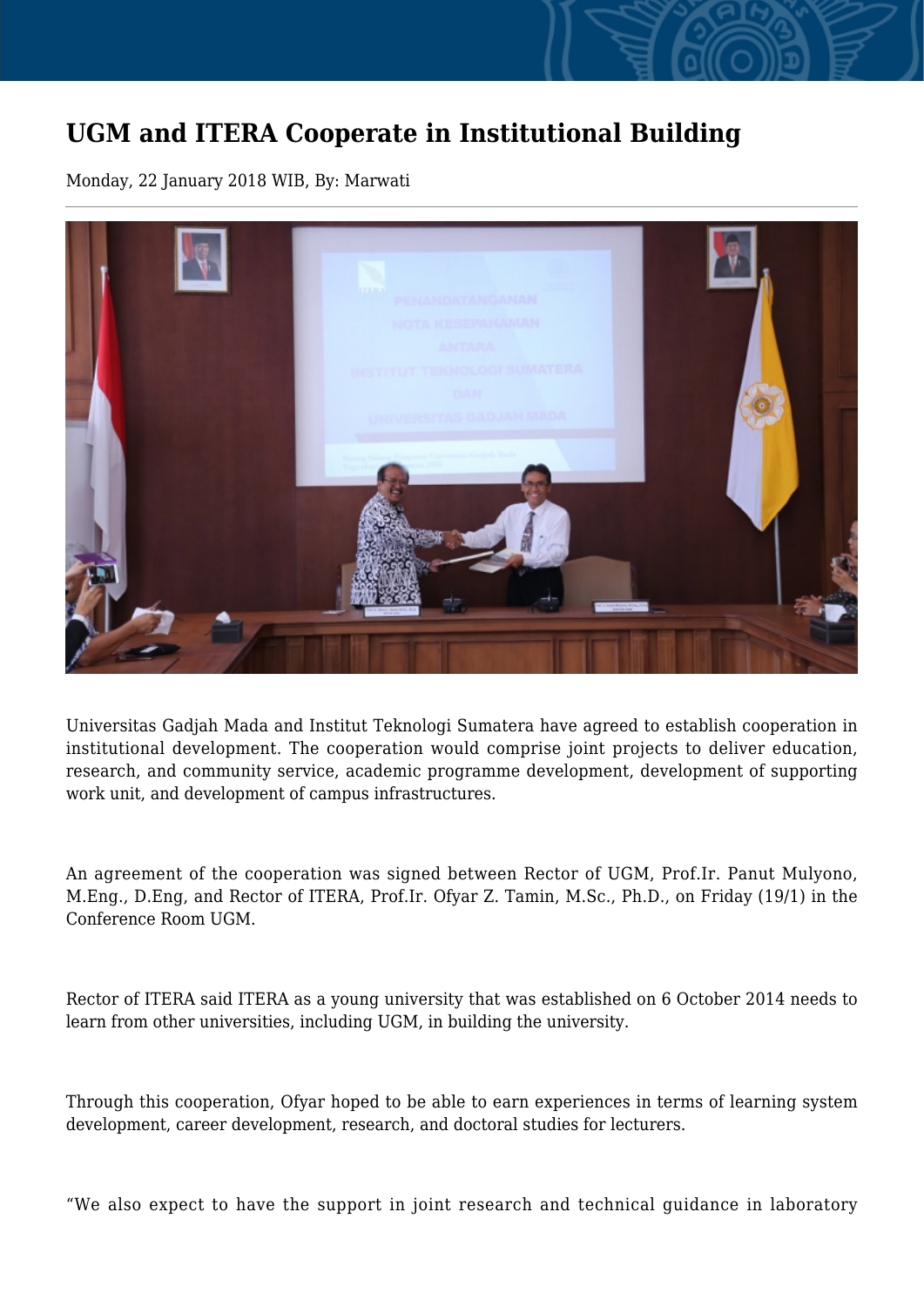# UGM and ITERA Cooperate in Institutional Building

Monday, 22 January 2018 WIB, By: Marwati

Universitas Gadjah Mada and Institut Teknologi Sumatera have agreed to establish cooperation in institutional development. The cooperation would comprise joint projects to deliver education, research, and community service, academic programme development, development of supporting work unit, and development of campus infrastructures.

An agreement of the cooperation was signed between Rector of UGM, Prof.Ir. Panut Mulyono, M.Eng., D.Eng, and Rector of ITERA, Prof.Ir. Ofyar Z. Tamin, M.Sc., Ph.D., on Friday (19/1) in the Conference Room UGM.

Rector of ITERA said ITERA as a young university that was established on 6 October 2014 needs to learn from other universities, including UGM, in building the university.

Through this cooperation, Ofyar hoped to be able to earn experiences in terms of learning system development, career development, research, and doctoral studies for lecturers.

“We also expect to have the support in joint research and technical guidance in laboratory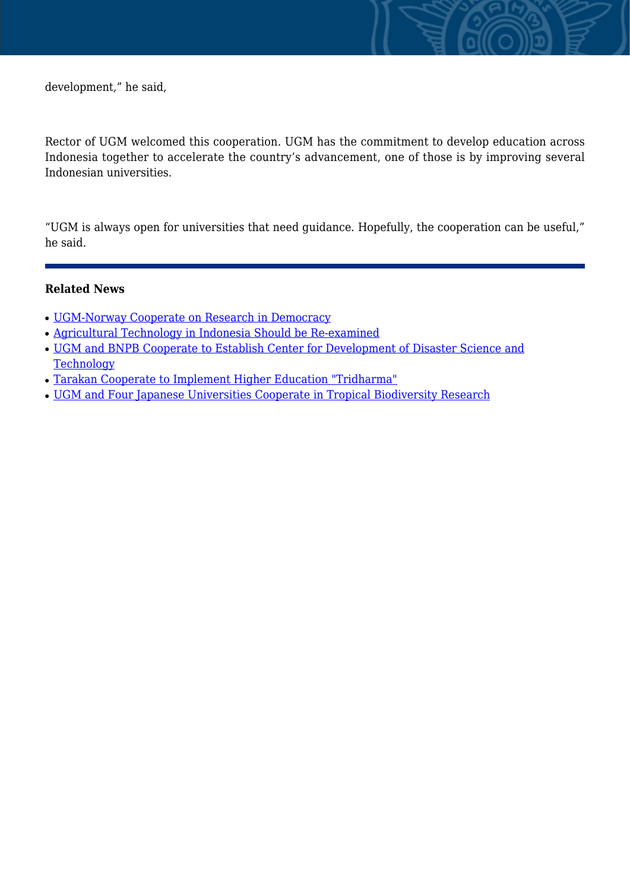development," he said,

Rector of UGM welcomed this cooperation. UGM has the commitment to develop education across Indonesia together to accelerate the country's advancement, one of those is by improving several Indonesian universities.

"UGM is always open for universities that need guidance. Hopefully, the cooperation can be useful," he said.

---

**Related News**

- UGM-Norway Cooperate on Research in Democracy
- Agricultural Technology in Indonesia Should be Re-examined
- UGM and BNPB Cooperate to Establish Center for Development of Disaster Science and Technology
- Tarakan Cooperate to Implement Higher Education "Tridharma"
- UGM and Four Japanese Universities Cooperate in Tropical Biodiversity Research